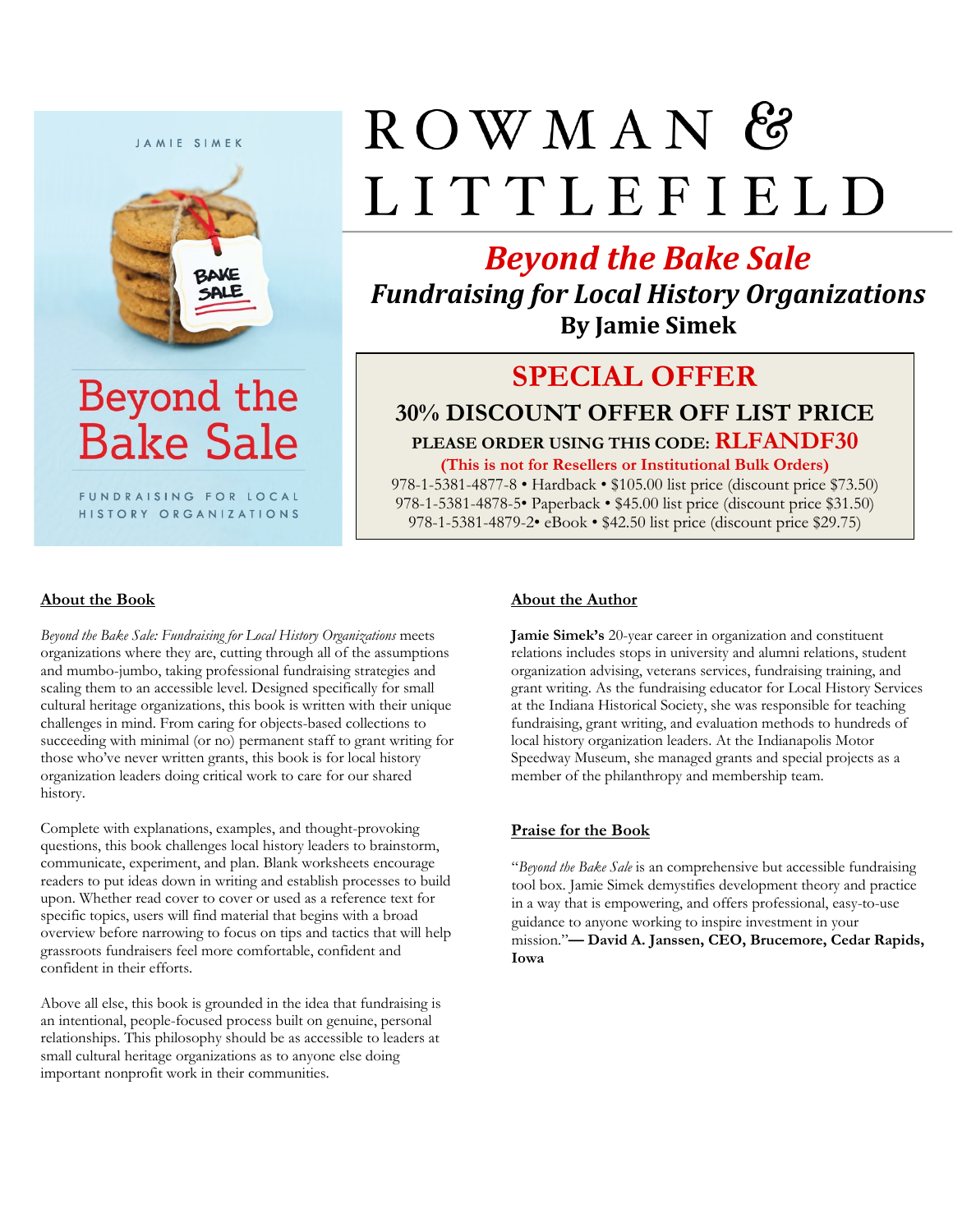JAMIE SIMEK

Beyond the Bake Sale

FUNDRAISING FOR LOCAL HISTORY ORGANIZATIONS

# ROWMAN & LITTLEFIELD

## *Beyond the Bake Sale*

### *Fundraising for Local History Organizations*

**By Jamie Simek**

## SPECIAL OFFER

**30% DISCOUNT OFFER OFF LIST PRICE**

**PLEASE ORDER USING THIS CODE: RLFANDF30**

**(This is not for Resellers or Institutional Bulk Orders)**

978-1-5381-4877-8 • Hardback • $105.00 list price (discount price $73.50)
978-1-5381-4878-5• Paperback • $45.00 list price (discount price $31.50)
978-1-5381-4879-2• eBook • $42.50 list price (discount price $29.75)

### About the Book

*Beyond the Bake Sale: Fundraising for Local History Organizations* meets organizations where they are, cutting through all of the assumptions and mumbo-jumbo, taking professional fundraising strategies and scaling them to an accessible level. Designed specifically for small cultural heritage organizations, this book is written with their unique challenges in mind. From caring for objects-based collections to succeeding with minimal (or no) permanent staff to grant writing for those who've never written grants, this book is for local history organization leaders doing critical work to care for our shared history.

Complete with explanations, examples, and thought-provoking questions, this book challenges local history leaders to brainstorm, communicate, experiment, and plan. Blank worksheets encourage readers to put ideas down in writing and establish processes to build upon. Whether read cover to cover or used as a reference text for specific topics, users will find material that begins with a broad overview before narrowing to focus on tips and tactics that will help grassroots fundraisers feel more comfortable, confident and confident in their efforts.

Above all else, this book is grounded in the idea that fundraising is an intentional, people-focused process built on genuine, personal relationships. This philosophy should be as accessible to leaders at small cultural heritage organizations as to anyone else doing important nonprofit work in their communities.

### About the Author

**Jamie Simek's** 20-year career in organization and constituent relations includes stops in university and alumni relations, student organization advising, veterans services, fundraising training, and grant writing. As the fundraising educator for Local History Services at the Indiana Historical Society, she was responsible for teaching fundraising, grant writing, and evaluation methods to hundreds of local history organization leaders. At the Indianapolis Motor Speedway Museum, she managed grants and special projects as a member of the philanthropy and membership team.

### Praise for the Book

"*Beyond the Bake Sale* is an comprehensive but accessible fundraising tool box. Jamie Simek demystifies development theory and practice in a way that is empowering, and offers professional, easy-to-use guidance to anyone working to inspire investment in your mission."**— David A. Janssen, CEO, Brucemore, Cedar Rapids, Iowa**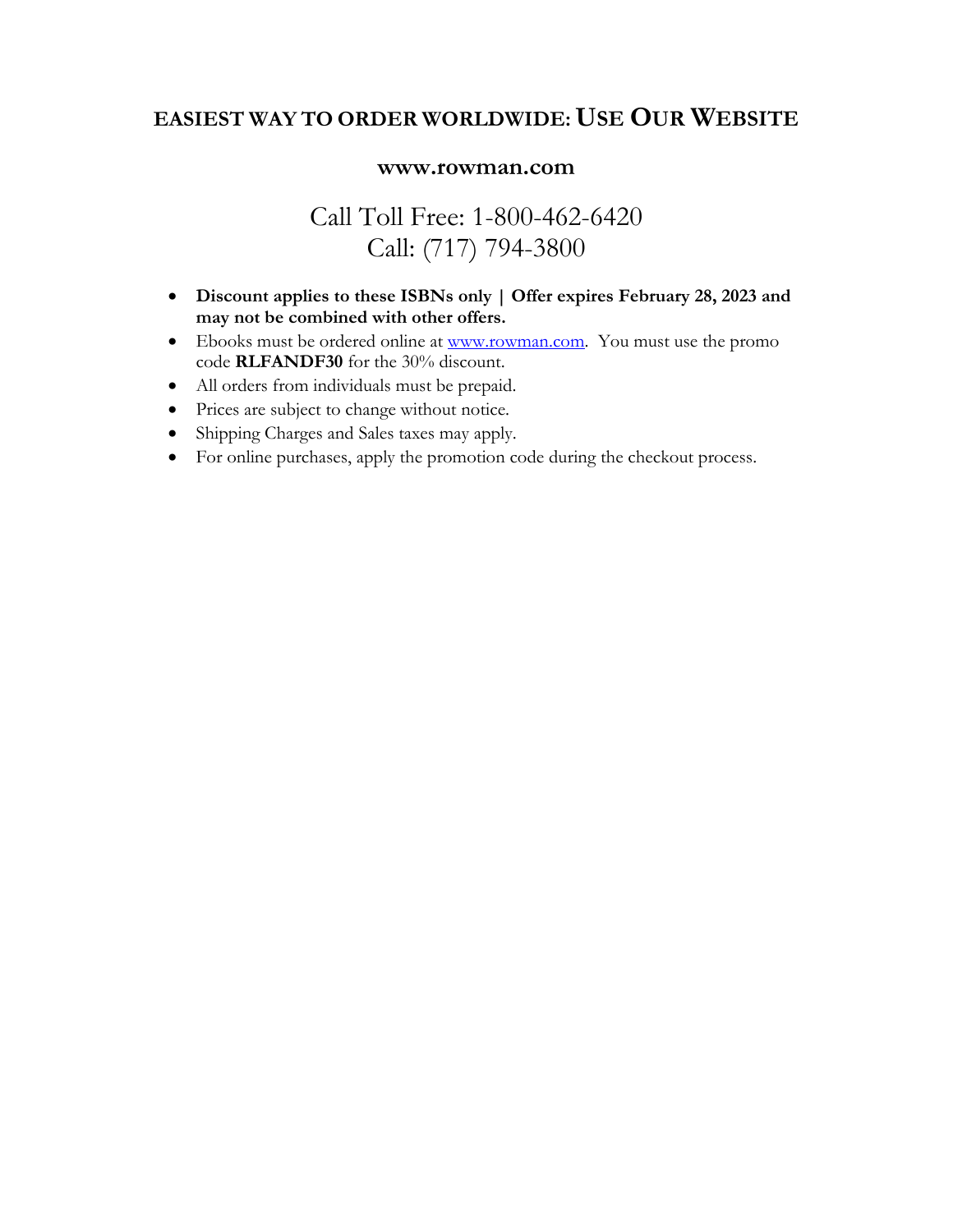## EASIEST WAY TO ORDER WORLDWIDE: USE OUR WEBSITE

**www.rowman.com**

Call Toll Free: 1-800-462-6420
Call: (717) 794-3800

- **Discount applies to these ISBNs only | Offer expires February 28, 2023 and may not be combined with other offers.**
- Ebooks must be ordered online at www.rowman.com. You must use the promo code **RLFANDF30** for the 30% discount.
- All orders from individuals must be prepaid.
- Prices are subject to change without notice.
- Shipping Charges and Sales taxes may apply.
- For online purchases, apply the promotion code during the checkout process.